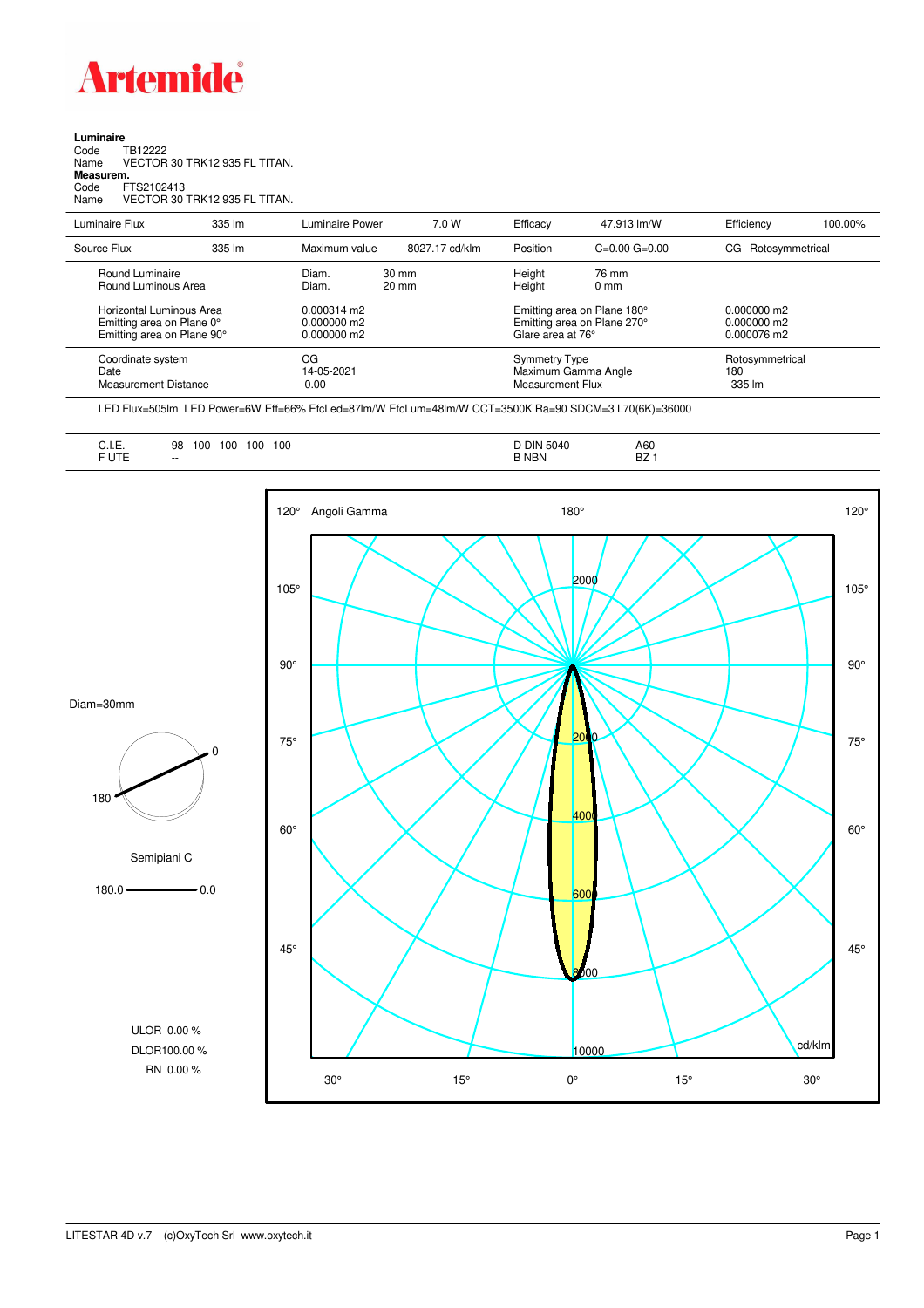# Artemide

**Luminaire**
Code TB12222
Name VECTOR 30 TRK12 935 FL TITAN.
**Measurem.**
Code FTS2102413
Name VECTOR 30 TRK12 935 FL TITAN.

| Luminaire Flux | 335 lm | Luminaire Power | 7.0 W | Efficacy | 47.913 lm/W | Efficiency | 100.00% |
|---|---|---|---|---|---|---|---|
| Source Flux | 335 lm | Maximum value | 8027.17 cd/klm | Position | C=0.00 G=0.00 | CG Rotosymmetrical | |

| | | | |
|---|---|---|---|
| Round Luminaire | Diam. 30 mm | Height 76 mm | |
| Round Luminous Area | Diam. 20 mm | Height 0 mm | |
| Horizontal Luminous Area | 0.000314 m2 | Emitting area on Plane 180° | 0.000000 m2 |
| Emitting area on Plane 0° | 0.000000 m2 | Emitting area on Plane 270° | 0.000000 m2 |
| Emitting area on Plane 90° | 0.000000 m2 | Glare area at 76° | 0.000076 m2 |
| Coordinate system | CG | Symmetry Type | Rotosymmetrical |
| Date | 14-05-2021 | Maximum Gamma Angle | 180 |
| Measurement Distance | 0.00 | Measurement Flux | 335 lm |

LED Flux=505lm LED Power=6W Eff=66% EfcLed=87lm/W EfcLum=48lm/W CCT=3500K Ra=90 SDCM=3 L70(6K)=36000

| | | | |
|---|---|---|---|
| C.I.E. | 98 100 100 100 100 | D DIN 5040 | A60 |
| F UTE | -- | B NBN | BZ 1 |

Diam=30mm

Semipiani C

180.0 — 0.0

ULOR 0.00 %
DLOR100.00 %
RN 0.00 %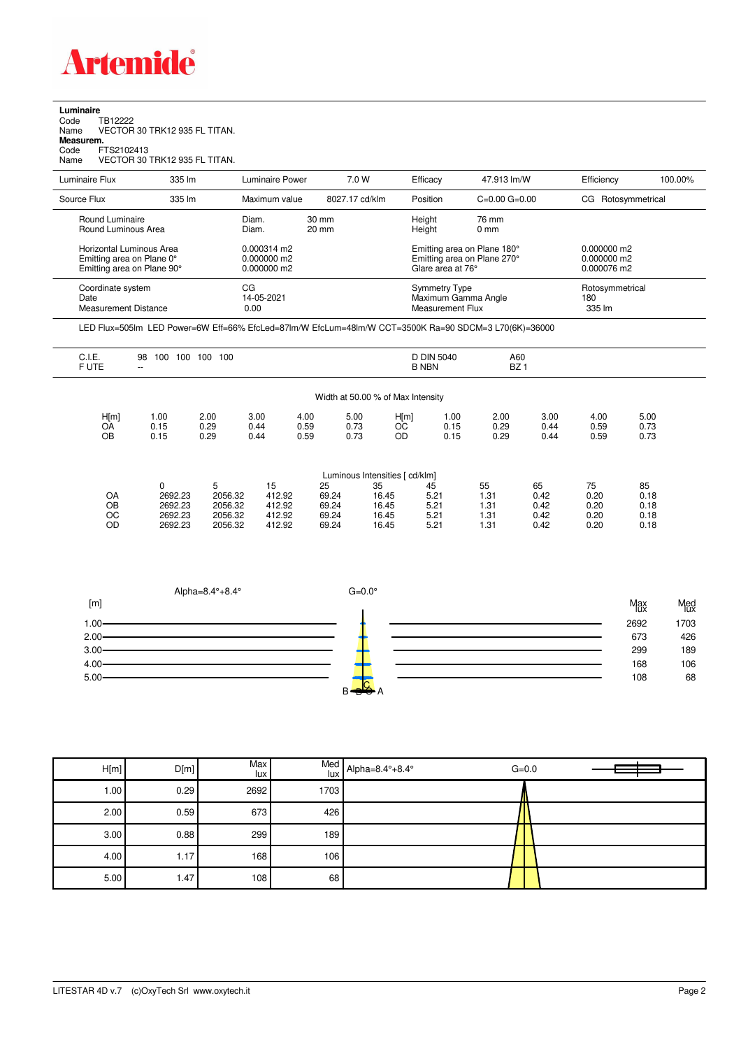Artemide

**Luminaire**
Code TB12222
Name VECTOR 30 TRK12 935 FL TITAN.
**Measurem.**
Code FTS2102413
Name VECTOR 30 TRK12 935 FL TITAN.

| | | | | | | | |
|---|---|---|---|---|---|---|---|
| Luminaire Flux | 335 lm | Luminaire Power | 7.0 W | Efficacy | 47.913 lm/W | Efficiency | 100.00% |
| Source Flux | 335 lm | Maximum value | 8027.17 cd/klm | Position | C=0.00 G=0.00 | CG | Rotosymmetrical |

| | | | | | |
|---|---|---|---|---|---|
| Round Luminaire | Diam. | 30 mm | Height | 76 mm | |
| Round Luminous Area | Diam. | 20 mm | Height | 0 mm | |
| Horizontal Luminous Area | 0.000314 m2 | | Emitting area on Plane 180° | | 0.000000 m2 |
| Emitting area on Plane 0° | 0.000000 m2 | | Emitting area on Plane 270° | | 0.000000 m2 |
| Emitting area on Plane 90° | 0.000000 m2 | | Glare area at 76° | | 0.000076 m2 |

| | | | |
|---|---|---|---|
| Coordinate system | CG | Symmetry Type | Rotosymmetrical |
| Date | 14-05-2021 | Maximum Gamma Angle | 180 |
| Measurement Distance | 0.00 | Measurement Flux | 335 lm |

LED Flux=505lm LED Power=6W Eff=66% EfcLed=87lm/W EfcLum=48lm/W CCT=3500K Ra=90 SDCM=3 L70(6K)=36000

| | | | |
|---|---|---|---|
| C.I.E. | 98 100 100 100 100 | D DIN 5040 | A60 |
| F UTE | -- | B NBN | BZ 1 |

Width at 50.00 % of Max Intensity

| H[m] | 1.00 | 2.00 | 3.00 | 4.00 | 5.00 | H[m] | 1.00 | 2.00 | 3.00 | 4.00 | 5.00 |
|---|---|---|---|---|---|---|---|---|---|---|---|
| OA | 0.15 | 0.29 | 0.44 | 0.59 | 0.73 | OC | 0.15 | 0.29 | 0.44 | 0.59 | 0.73 |
| OB | 0.15 | 0.29 | 0.44 | 0.59 | 0.73 | OD | 0.15 | 0.29 | 0.44 | 0.59 | 0.73 |

Luminous Intensities [ cd/klm]

| | 0 | 5 | 15 | 25 | 35 | 45 | 55 | 65 | 75 | 85 |
|---|---|---|---|---|---|---|---|---|---|---|
| OA | 2692.23 | 2056.32 | 412.92 | 69.24 | 16.45 | 5.21 | 1.31 | 0.42 | 0.20 | 0.18 |
| OB | 2692.23 | 2056.32 | 412.92 | 69.24 | 16.45 | 5.21 | 1.31 | 0.42 | 0.20 | 0.18 |
| OC | 2692.23 | 2056.32 | 412.92 | 69.24 | 16.45 | 5.21 | 1.31 | 0.42 | 0.20 | 0.18 |
| OD | 2692.23 | 2056.32 | 412.92 | 69.24 | 16.45 | 5.21 | 1.31 | 0.42 | 0.20 | 0.18 |

Alpha=8.4°+8.4°
G=0.0°
[m]
Max lux
Med lux
1.00 2692 1703
2.00 673 426
3.00 299 189
4.00 168 106
5.00 108 68
B D C A

| H[m] | D[m] | Max lux | Med lux | Alpha=8.4°+8.4° G=0.0 |
|---|---|---|---|---|
| 1.00 | 0.29 | 2692 | 1703 | |
| 2.00 | 0.59 | 673 | 426 | |
| 3.00 | 0.88 | 299 | 189 | |
| 4.00 | 1.17 | 168 | 106 | |
| 5.00 | 1.47 | 108 | 68 | |

LITESTAR 4D v.7 (c)OxyTech Srl www.oxytech.it